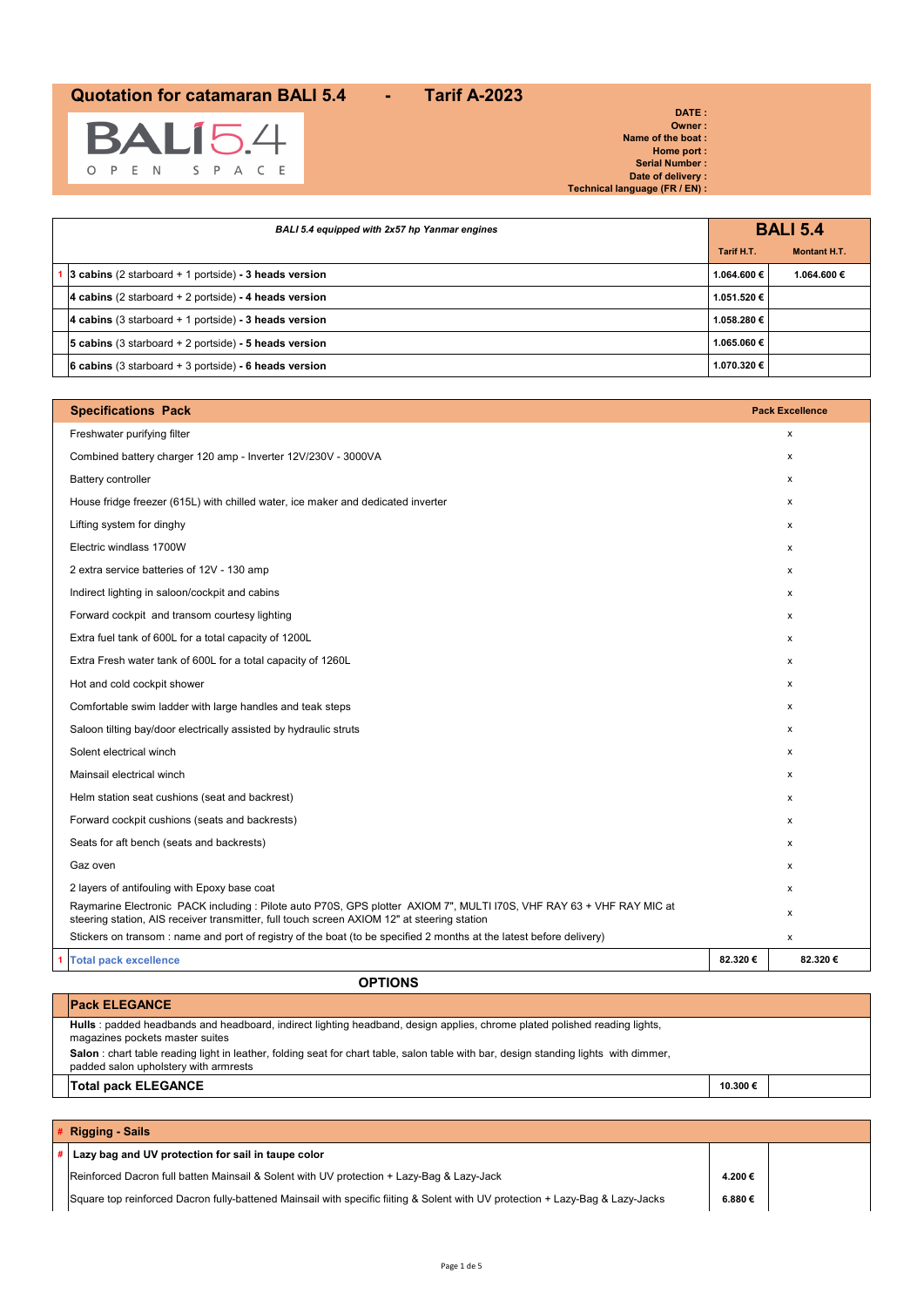# Quotation for catamaran BALI 5.4 - Tarif A-2023

BALI 5.4 OPEN SPACE

**DATE :**
**Owner :**
**Name of the boat :**
**Home port :**
**Serial Number :**
**Date of delivery :**
**Technical language (FR / EN) :**

| | *BALI 5.4 equipped with 2x57 hp Yanmar engines* | **BALI 5.4** | |
|---|---|---|---|
| | | **Tarif H.T.** | **Montant H.T.** |
| 1 | **3 cabins** (2 starboard + 1 portside) **- 3 heads version** | **1.064.600 €** | **1.064.600 €** |
| | **4 cabins** (2 starboard + 2 portside) **- 4 heads version** | **1.051.520 €** | |
| | **4 cabins** (3 starboard + 1 portside) **- 3 heads version** | **1.058.280 €** | |
| | **5 cabins** (3 starboard + 2 portside) **- 5 heads version** | **1.065.060 €** | |
| | **6 cabins** (3 starboard + 3 portside) **- 6 heads version** | **1.070.320 €** | |

| | **Specifications Pack** | | **Pack Excellence** |
|---|---|---|---|
| | Freshwater purifying filter | | x |
| | Combined battery charger 120 amp - Inverter 12V/230V - 3000VA | | x |
| | Battery controller | | x |
| | House fridge freezer (615L) with chilled water, ice maker and dedicated inverter | | x |
| | Lifting system for dinghy | | x |
| | Electric windlass 1700W | | x |
| | 2 extra service batteries of 12V - 130 amp | | x |
| | Indirect lighting in saloon/cockpit and cabins | | x |
| | Forward cockpit and transom courtesy lighting | | x |
| | Extra fuel tank of 600L for a total capacity of 1200L | | x |
| | Extra Fresh water tank of 600L for a total capacity of 1260L | | x |
| | Hot and cold cockpit shower | | x |
| | Comfortable swim ladder with large handles and teak steps | | x |
| | Saloon tilting bay/door electrically assisted by hydraulic struts | | x |
| | Solent electrical winch | | x |
| | Mainsail electrical winch | | x |
| | Helm station seat cushions (seat and backrest) | | x |
| | Forward cockpit cushions (seats and backrests) | | x |
| | Seats for aft bench (seats and backrests) | | x |
| | Gaz oven | | x |
| | 2 layers of antifouling with Epoxy base coat | | x |
| | Raymarine Electronic PACK including : Pilote auto P70S, GPS plotter AXIOM 7", MULTI I70S, VHF RAY 63 + VHF RAY MIC at steering station, AIS receiver transmitter, full touch screen AXIOM 12" at steering station | | x |
| | Stickers on transom : name and port of registry of the boat (to be specified 2 months at the latest before delivery) | | x |
| 1 | **Total pack excellence** | **82.320 €** | **82.320 €** |

## OPTIONS

| | **Pack ELEGANCE** | | |
|---|---|---|---|
| | **Hulls** : padded headbands and headboard, indirect lighting headband, design applies, chrome plated polished reading lights, magazines pockets master suites<br>**Salon** : chart table reading light in leather, folding seat for chart table, salon table with bar, design standing lights with dimmer, padded salon upholstery with armrests | | |
| | **Total pack ELEGANCE** | **10.300 €** | |

| # | **Rigging - Sails** | | |
|---|---|---|---|
| # | **Lazy bag and UV protection for sail in taupe color** | | |
| | Reinforced Dacron full batten Mainsail & Solent with UV protection + Lazy-Bag & Lazy-Jack | **4.200 €** | |
| | Square top reinforced Dacron fully-battened Mainsail with specific fiiting & Solent with UV protection + Lazy-Bag & Lazy-Jacks | **6.880 €** | |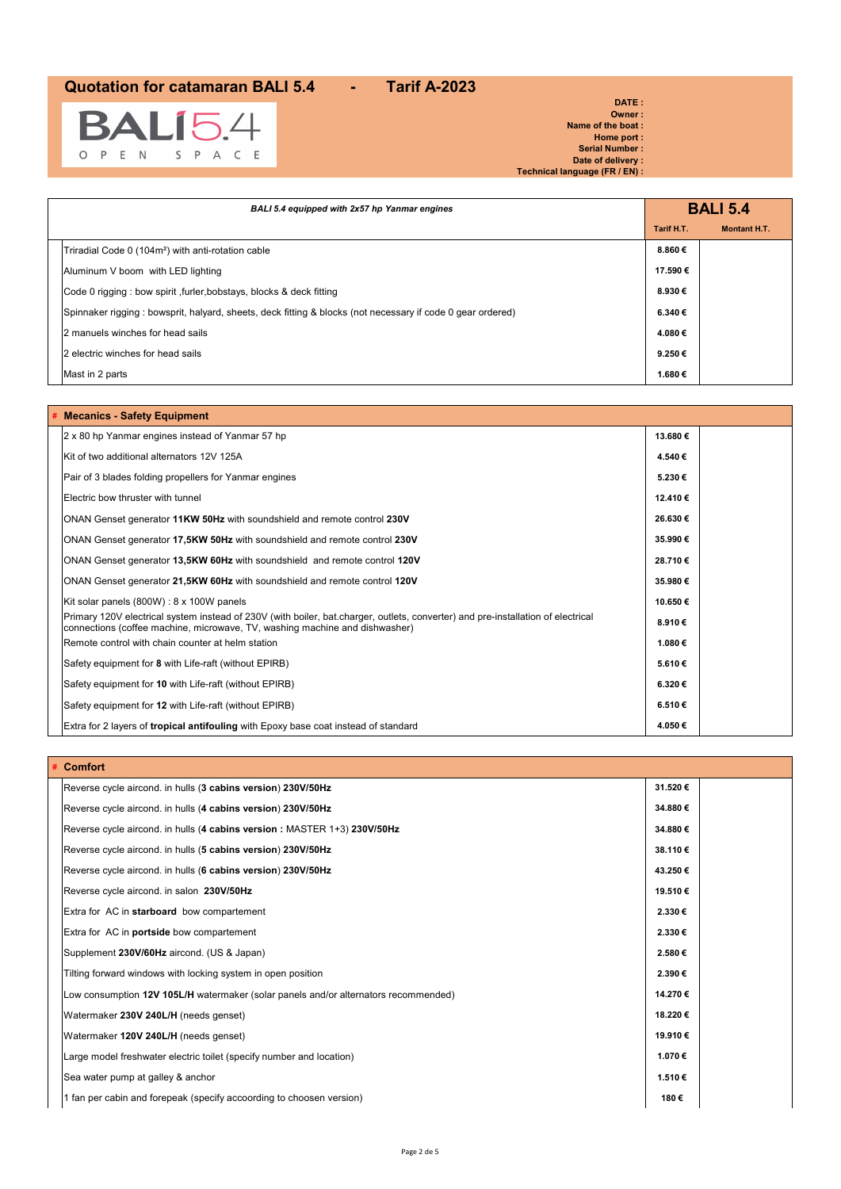## Quotation for catamaran BALI 5.4 - Tarif A-2023

BALI5.4 OPEN SPACE

**DATE :**
**Owner :**
**Name of the boat :**
**Home port :**
**Serial Number :**
**Date of delivery :**
**Technical language (FR / EN) :**

| *BALI 5.4 equipped with 2x57 hp Yanmar engines* | **BALI 5.4** | |
|---|---|---|
| | **Tarif H.T.** | **Montant H.T.** |
| Triradial Code 0 (104m²) with anti-rotation cable | 8.860 € | |
| Aluminum V boom with LED lighting | 17.590 € | |
| Code 0 rigging : bow spirit ,furler,bobstays, blocks & deck fitting | 8.930 € | |
| Spinnaker rigging : bowsprit, halyard, sheets, deck fitting & blocks (not necessary if code 0 gear ordered) | 6.340 € | |
| 2 manuels winches for head sails | 4.080 € | |
| 2 electric winches for head sails | 9.250 € | |
| Mast in 2 parts | 1.680 € | |

| # **Mecanics - Safety Equipment** | | |
|---|---|---|
| 2 x 80 hp Yanmar engines instead of Yanmar 57 hp | 13.680 € | |
| Kit of two additional alternators 12V 125A | 4.540 € | |
| Pair of 3 blades folding propellers for Yanmar engines | 5.230 € | |
| Electric bow thruster with tunnel | 12.410 € | |
| ONAN Genset generator **11KW 50Hz** with soundshield and remote control **230V** | 26.630 € | |
| ONAN Genset generator **17,5KW 50Hz** with soundshield and remote control **230V** | 35.990 € | |
| ONAN Genset generator **13,5KW 60Hz** with soundshield and remote control **120V** | 28.710 € | |
| ONAN Genset generator **21,5KW 60Hz** with soundshield and remote control **120V** | 35.980 € | |
| Kit solar panels (800W) : 8 x 100W panels | 10.650 € | |
| Primary 120V electrical system instead of 230V (with boiler, bat.charger, outlets, converter) and pre-installation of electrical connections (coffee machine, microwave, TV, washing machine and dishwasher) | 8.910 € | |
| Remote control with chain counter at helm station | 1.080 € | |
| Safety equipment for **8** with Life-raft (without EPIRB) | 5.610 € | |
| Safety equipment for **10** with Life-raft (without EPIRB) | 6.320 € | |
| Safety equipment for **12** with Life-raft (without EPIRB) | 6.510 € | |
| Extra for 2 layers of **tropical antifouling** with Epoxy base coat instead of standard | 4.050 € | |

| # **Comfort** | | |
|---|---|---|
| Reverse cycle aircond. in hulls (**3 cabins version**) **230V/50Hz** | 31.520 € | |
| Reverse cycle aircond. in hulls (**4 cabins version**) **230V/50Hz** | 34.880 € | |
| Reverse cycle aircond. in hulls (**4 cabins version :** MASTER 1+3) **230V/50Hz** | 34.880 € | |
| Reverse cycle aircond. in hulls (**5 cabins version**) **230V/50Hz** | 38.110 € | |
| Reverse cycle aircond. in hulls (**6 cabins version**) **230V/50Hz** | 43.250 € | |
| Reverse cycle aircond. in salon **230V/50Hz** | 19.510 € | |
| Extra for AC in **starboard** bow compartement | 2.330 € | |
| Extra for AC in **portside** bow compartement | 2.330 € | |
| Supplement **230V/60Hz** aircond. (US & Japan) | 2.580 € | |
| Tilting forward windows with locking system in open position | 2.390 € | |
| Low consumption **12V 105L/H** watermaker (solar panels and/or alternators recommended) | 14.270 € | |
| Watermaker **230V 240L/H** (needs genset) | 18.220 € | |
| Watermaker **120V 240L/H** (needs genset) | 19.910 € | |
| Large model freshwater electric toilet (specify number and location) | 1.070 € | |
| Sea water pump at galley & anchor | 1.510 € | |
| 1 fan per cabin and forepeak (specify accoording to choosen version) | 180 € | |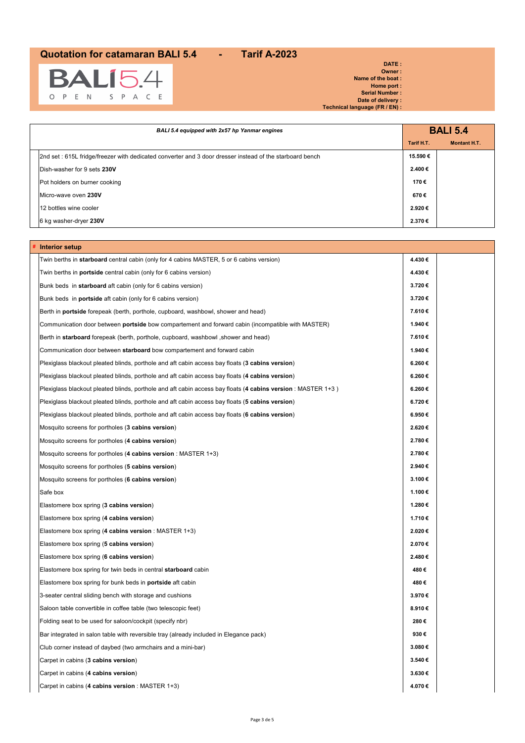# Quotation for catamaran BALI 5.4 - Tarif A-2023

BALI 5.4 OPEN SPACE

**DATE :**
**Owner :**
**Name of the boat :**
**Home port :**
**Serial Number :**
**Date of delivery :**
**Technical language (FR / EN) :**

| *BALI 5.4 equipped with 2x57 hp Yanmar engines* | **BALI 5.4** | |
|---|---|---|
| | **Tarif H.T.** | **Montant H.T.** |
| 2nd set : 615L fridge/freezer with dedicated converter and 3 door dresser instead of the starboard bench | 15.590 € | |
| Dish-washer for 9 sets **230V** | 2.400 € | |
| Pot holders on burner cooking | 170 € | |
| Micro-wave oven **230V** | 670 € | |
| 12 bottles wine cooler | 2.920 € | |
| 6 kg washer-dryer **230V** | 2.370 € | |

| # **Interior setup** | | |
|---|---|---|
| Twin berths in **starboard** central cabin (only for 4 cabins MASTER, 5 or 6 cabins version) | 4.430 € | |
| Twin berths in **portside** central cabin (only for 6 cabins version) | 4.430 € | |
| Bunk beds in **starboard** aft cabin (only for 6 cabins version) | 3.720 € | |
| Bunk beds in **portside** aft cabin (only for 6 cabins version) | 3.720 € | |
| Berth in **portside** forepeak (berth, porthole, cupboard, washbowl, shower and head) | 7.610 € | |
| Communication door between **portside** bow compartement and forward cabin (incompatible with MASTER) | 1.940 € | |
| Berth in **starboard** forepeak (berth, porthole, cupboard, washbowl ,shower and head) | 7.610 € | |
| Communication door between **starboard** bow compartement and forward cabin | 1.940 € | |
| Plexiglass blackout pleated blinds, porthole and aft cabin access bay floats (**3 cabins version**) | 6.260 € | |
| Plexiglass blackout pleated blinds, porthole and aft cabin access bay floats (**4 cabins version**) | 6.260 € | |
| Plexiglass blackout pleated blinds, porthole and aft cabin access bay floats (**4 cabins version** : MASTER 1+3 ) | 6.260 € | |
| Plexiglass blackout pleated blinds, porthole and aft cabin access bay floats (**5 cabins version**) | 6.720 € | |
| Plexiglass blackout pleated blinds, porthole and aft cabin access bay floats (**6 cabins version**) | 6.950 € | |
| Mosquito screens for portholes (**3 cabins version**) | 2.620 € | |
| Mosquito screens for portholes (**4 cabins version**) | 2.780 € | |
| Mosquito screens for portholes (**4 cabins version** : MASTER 1+3) | 2.780 € | |
| Mosquito screens for portholes (**5 cabins version**) | 2.940 € | |
| Mosquito screens for portholes (**6 cabins version**) | 3.100 € | |
| Safe box | 1.100 € | |
| Elastomere box spring (**3 cabins version**) | 1.280 € | |
| Elastomere box spring (**4 cabins version**) | 1.710 € | |
| Elastomere box spring (**4 cabins version** : MASTER 1+3) | 2.020 € | |
| Elastomere box spring (**5 cabins version**) | 2.070 € | |
| Elastomere box spring (**6 cabins version**) | 2.480 € | |
| Elastomere box spring for twin beds in central **starboard** cabin | 480 € | |
| Elastomere box spring for bunk beds in **portside** aft cabin | 480 € | |
| 3-seater central sliding bench with storage and cushions | 3.970 € | |
| Saloon table convertible in coffee table (two telescopic feet) | 8.910 € | |
| Folding seat to be used for saloon/cockpit (specify nbr) | 280 € | |
| Bar integrated in salon table with reversible tray (already included in Elegance pack) | 930 € | |
| Club corner instead of daybed (two armchairs and a mini-bar) | 3.080 € | |
| Carpet in cabins (**3 cabins version**) | 3.540 € | |
| Carpet in cabins (**4 cabins version**) | 3.630 € | |
| Carpet in cabins (**4 cabins version** : MASTER 1+3) | 4.070 € | |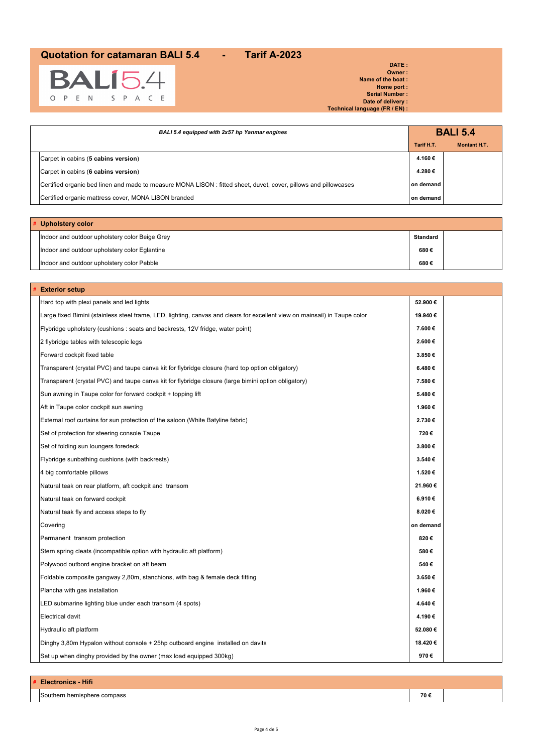# Quotation for catamaran BALI 5.4 - Tarif A-2023

BALI 5.4
OPEN SPACE

**DATE :**
**Owner :**
**Name of the boat :**
**Home port :**
**Serial Number :**
**Date of delivery :**
**Technical language (FR / EN) :**

| *BALI 5.4 equipped with 2x57 hp Yanmar engines* | BALI 5.4 | |
|---|---|---|
| | Tarif H.T. | Montant H.T. |
| Carpet in cabins (**5 cabins version**) | 4.160 € | |
| Carpet in cabins (**6 cabins version**) | 4.280 € | |
| Certified organic bed linen and made to measure MONA LISON : fitted sheet, duvet, cover, pillows and pillowcases | on demand | |
| Certified organic mattress cover, MONA LISON branded | on demand | |

| # Upholstery color | | |
|---|---|---|
| Indoor and outdoor upholstery color Beige Grey | Standard | |
| Indoor and outdoor upholstery color Eglantine | 680 € | |
| Indoor and outdoor upholstery color Pebble | 680 € | |

| # Exterior setup | | |
|---|---|---|
| Hard top with plexi panels and led lights | 52.900 € | |
| Large fixed Bimini (stainless steel frame, LED, lighting, canvas and clears for excellent view on mainsail) in Taupe color | 19.940 € | |
| Flybridge upholstery (cushions : seats and backrests, 12V fridge, water point) | 7.600 € | |
| 2 flybridge tables with telescopic legs | 2.600 € | |
| Forward cockpit fixed table | 3.850 € | |
| Transparent (crystal PVC) and taupe canva kit for flybridge closure (hard top option obligatory) | 6.480 € | |
| Transparent (crystal PVC) and taupe canva kit for flybridge closure (large bimini option obligatory) | 7.580 € | |
| Sun awning in Taupe color for forward cockpit + topping lift | 5.480 € | |
| Aft in Taupe color cockpit sun awning | 1.960 € | |
| External roof curtains for sun protection of the saloon (White Batyline fabric) | 2.730 € | |
| Set of protection for steering console Taupe | 720 € | |
| Set of folding sun loungers foredeck | 3.800 € | |
| Flybridge sunbathing cushions (with backrests) | 3.540 € | |
| 4 big comfortable pillows | 1.520 € | |
| Natural teak on rear platform, aft cockpit and transom | 21.960 € | |
| Natural teak on forward cockpit | 6.910 € | |
| Natural teak fly and access steps to fly | 8.020 € | |
| Covering | on demand | |
| Permanent transom protection | 820 € | |
| Stern spring cleats (incompatible option with hydraulic aft platform) | 580 € | |
| Polywood outbord engine bracket on aft beam | 540 € | |
| Foldable composite gangway 2,80m, stanchions, with bag & female deck fitting | 3.650 € | |
| Plancha with gas installation | 1.960 € | |
| LED submarine lighting blue under each transom (4 spots) | 4.640 € | |
| Electrical davit | 4.190 € | |
| Hydraulic aft platform | 52.080 € | |
| Dinghy 3,80m Hypalon without console + 25hp outboard engine installed on davits | 18.420 € | |
| Set up when dinghy provided by the owner (max load equipped 300kg) | 970 € | |

| # Electronics - Hifi | | |
|---|---|---|
| Southern hemisphere compass | 70 € | |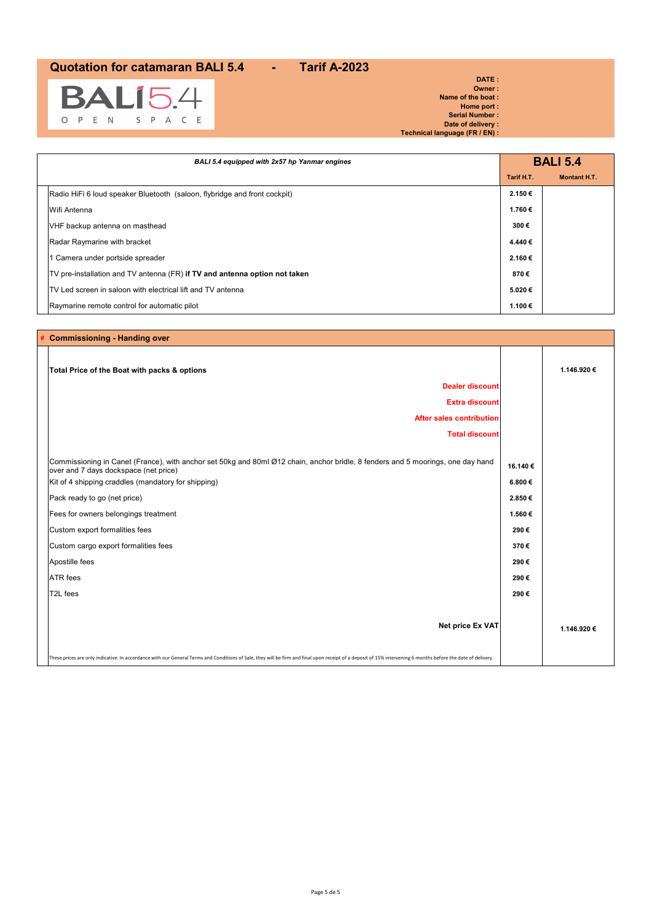## Quotation for catamaran BALI 5.4 - Tarif A-2023

BALI 5.4 OPEN SPACE

**DATE :**
**Owner :**
**Name of the boat :**
**Home port :**
**Serial Number :**
**Date of delivery :**
**Technical language (FR / EN) :**

| *BALI 5.4 equipped with 2x57 hp Yanmar engines* | **BALI 5.4** | |
|---|---|---|
| | **Tarif H.T.** | **Montant H.T.** |
| Radio HiFi 6 loud speaker Bluetooth (saloon, flybridge and front cockpit) | 2.150 € | |
| Wifi Antenna | 1.760 € | |
| VHF backup antenna on masthead | 300 € | |
| Radar Raymarine with bracket | 4.440 € | |
| 1 Camera under portside spreader | 2.160 € | |
| TV pre-installation and TV antenna (FR) **if TV and antenna option not taken** | 870 € | |
| TV Led screen in saloon with electrical lift and TV antenna | 5.020 € | |
| Raymarine remote control for automatic pilot | 1.100 € | |

| # **Commissioning - Handing over** | | |
|---|---|---|
| **Total Price of the Boat with packs & options** | | 1.146.920 € |
| **Dealer discount** | | |
| **Extra discount** | | |
| **After sales contribution** | | |
| **Total discount** | | |
| Commissioning in Canet (France), with anchor set 50kg and 80ml Ø12 chain, anchor bridle, 8 fenders and 5 moorings, one day hand over and 7 days dockspace (net price) | 16.140 € | |
| Kit of 4 shipping craddles (mandatory for shipping) | 6.800 € | |
| Pack ready to go (net price) | 2.850 € | |
| Fees for owners belongings treatment | 1.560 € | |
| Custom export formalities fees | 290 € | |
| Custom cargo export formalities fees | 370 € | |
| Apostille fees | 290 € | |
| ATR fees | 290 € | |
| T2L fees | 290 € | |
| **Net price Ex VAT** | | 1.146.920 € |

These prices are only indicative. In accordance with our General Terms and Conditions of Sale, they will be firm and final upon receipt of a deposit of 15% intervening 6 months before the date of delivery.